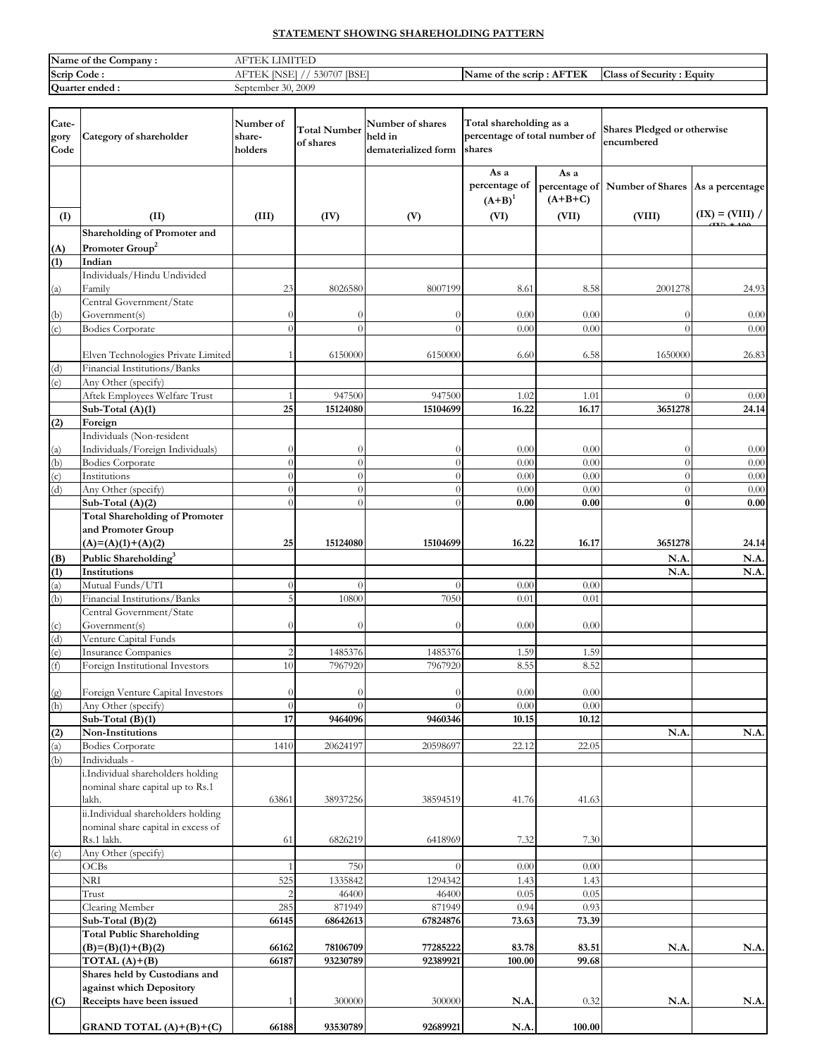**STATEMENT SHOWING SHAREHOLDING PATTERN**

| Name of the Company : | AFTEK LIMITED | | |
|---|---|---|---|
| Scrip Code : | AFTEK [NSE] // 530707 [BSE] | Name of the scrip : AFTEK | Class of Security : Equity |
| Quarter ended : | September 30, 2009 | | |

| Category Code | Category of shareholder | Number of shareholders | Total Number of shares | Number of shares held in dematerialized form | Total shareholding as a percentage of total number of shares | | Shares Pledged or otherwise encumbered | |
|---|---|---|---|---|---|---|---|---|
| | | | | | As a percentage of (A+B)[1] | As a percentage of (A+B+C) | Number of Shares | As a percentage |
| (I) | (II) | (III) | (IV) | (V) | (VI) | (VII) | (VIII) | (IX) = (VIII) / (IV) * 100 |
| (A) | **Shareholding of Promoter and Promoter Group[2]** | | | | | | | |
| (1) | **Indian** | | | | | | | |
| (a) | Individuals/Hindu Undivided Family | 23 | 8026580 | 8007199 | 8.61 | 8.58 | 2001278 | 24.93 |
| (b) | Central Government/State Government(s) | 0 | 0 | 0 | 0.00 | 0.00 | 0 | 0.00 |
| (c) | Bodies Corporate | 0 | 0 | 0 | 0.00 | 0.00 | 0 | 0.00 |
| | Elven Technologies Private Limited | 1 | 6150000 | 6150000 | 6.60 | 6.58 | 1650000 | 26.83 |
| (d) | Financial Institutions/Banks | | | | | | | |
| (e) | Any Other (specify) | | | | | | | |
| | Aftek Employees Welfare Trust | 1 | 947500 | 947500 | 1.02 | 1.01 | 0 | 0.00 |
| | **Sub-Total (A)(1)** | **25** | **15124080** | **15104699** | **16.22** | **16.17** | **3651278** | **24.14** |
| (2) | **Foreign** | | | | | | | |
| (a) | Individuals (Non-resident Individuals/Foreign Individuals) | 0 | 0 | 0 | 0.00 | 0.00 | 0 | 0.00 |
| (b) | Bodies Corporate | 0 | 0 | 0 | 0.00 | 0.00 | 0 | 0.00 |
| (c) | Institutions | 0 | 0 | 0 | 0.00 | 0.00 | 0 | 0.00 |
| (d) | Any Other (specify) | 0 | 0 | 0 | 0.00 | 0.00 | 0 | 0.00 |
| | **Sub-Total (A)(2)** | 0 | 0 | 0 | **0.00** | **0.00** | **0** | **0.00** |
| | **Total Shareholding of Promoter and Promoter Group (A)=(A)(1)+(A)(2)** | **25** | **15124080** | **15104699** | **16.22** | **16.17** | **3651278** | **24.14** |
| (B) | **Public Shareholding[3]** | | | | | | **N.A.** | **N.A.** |
| (1) | **Institutions** | | | | | | **N.A.** | **N.A.** |
| (a) | Mutual Funds/UTI | 0 | 0 | 0 | 0.00 | 0.00 | | |
| (b) | Financial Institutions/Banks | 5 | 10800 | 7050 | 0.01 | 0.01 | | |
| (c) | Central Government/State Government(s) | 0 | 0 | 0 | 0.00 | 0.00 | | |
| (d) | Venture Capital Funds | | | | | | | |
| (e) | Insurance Companies | 2 | 1485376 | 1485376 | 1.59 | 1.59 | | |
| (f) | Foreign Institutional Investors | 10 | 7967920 | 7967920 | 8.55 | 8.52 | | |
| (g) | Foreign Venture Capital Investors | 0 | 0 | 0 | 0.00 | 0.00 | | |
| (h) | Any Other (specify) | 0 | 0 | 0 | 0.00 | 0.00 | | |
| | **Sub-Total (B)(1)** | **17** | **9464096** | **9460346** | **10.15** | **10.12** | | |
| (2) | **Non-Institutions** | | | | | | **N.A.** | **N.A.** |
| (a) | Bodies Corporate | 1410 | 20624197 | 20598697 | 22.12 | 22.05 | | |
| (b) | Individuals - | | | | | | | |
| | i.Individual shareholders holding nominal share capital up to Rs.1 lakh. | 63861 | 38937256 | 38594519 | 41.76 | 41.63 | | |
| | ii.Individual shareholders holding nominal share capital in excess of Rs.1 lakh. | 61 | 6826219 | 6418969 | 7.32 | 7.30 | | |
| (c) | Any Other (specify) | | | | | | | |
| | OCBs | 1 | 750 | 0 | 0.00 | 0.00 | | |
| | NRI | 525 | 1335842 | 1294342 | 1.43 | 1.43 | | |
| | Trust | 2 | 46400 | 46400 | 0.05 | 0.05 | | |
| | Clearing Member | 285 | 871949 | 871949 | 0.94 | 0.93 | | |
| | **Sub-Total (B)(2)** | **66145** | **68642613** | **67824876** | **73.63** | **73.39** | | |
| | **Total Public Shareholding (B)=(B)(1)+(B)(2)** | **66162** | **78106709** | **77285222** | **83.78** | **83.51** | **N.A.** | **N.A.** |
| | **TOTAL (A)+(B)** | **66187** | **93230789** | **92389921** | **100.00** | **99.68** | | |
| (C) | **Shares held by Custodians and against which Depository Receipts have been issued** | 1 | 300000 | 300000 | **N.A.** | 0.32 | **N.A.** | **N.A.** |
| | **GRAND TOTAL (A)+(B)+(C)** | **66188** | **93530789** | **92689921** | **N.A.** | **100.00** | | |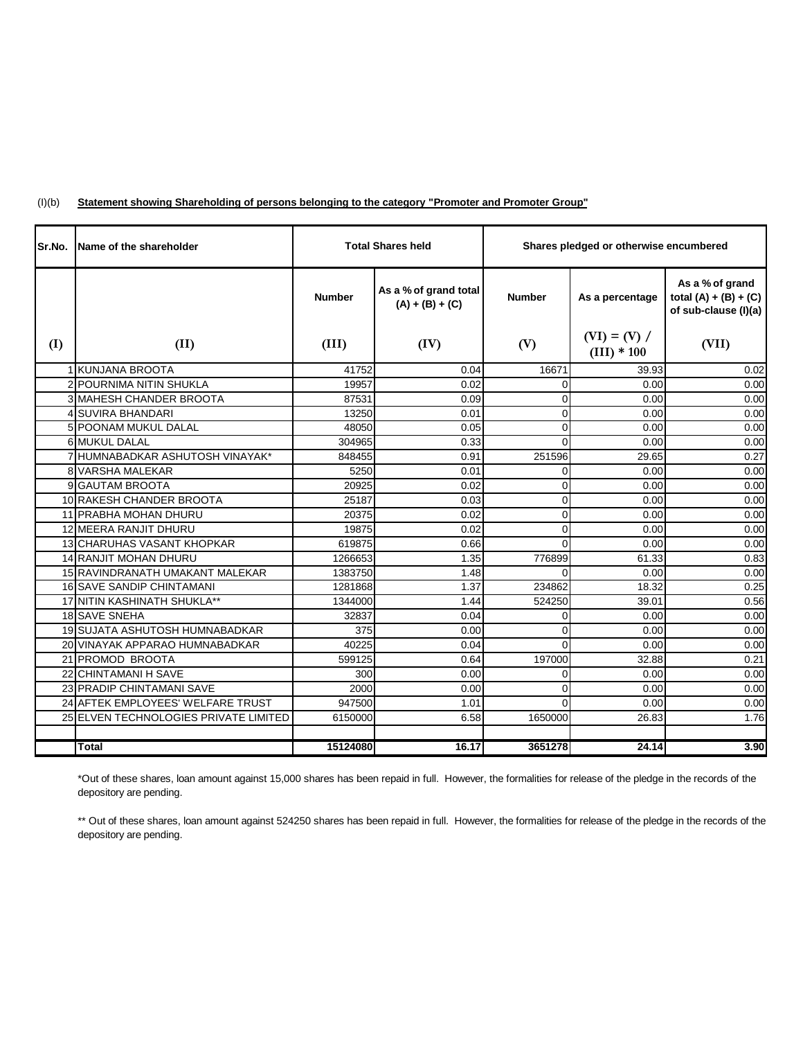(I)(b) **Statement showing Shareholding of persons belonging to the category "Promoter and Promoter Group"**

| Sr.No. | Name of the shareholder | Total Shares held | | Shares pledged or otherwise encumbered | | |
|---|---|---|---|---|---|---|
| | | Number | As a % of grand total (A) + (B) + (C) | Number | As a percentage | As a % of grand total (A) + (B) + (C) of sub-clause (I)(a) |
| (I) | (II) | (III) | (IV) | (V) | (VI) = (V) / (III) * 100 | (VII) |
| 1 | KUNJANA BROOTA | 41752 | 0.04 | 16671 | 39.93 | 0.02 |
| 2 | POURNIMA NITIN SHUKLA | 19957 | 0.02 | 0 | 0.00 | 0.00 |
| 3 | MAHESH CHANDER BROOTA | 87531 | 0.09 | 0 | 0.00 | 0.00 |
| 4 | SUVIRA BHANDARI | 13250 | 0.01 | 0 | 0.00 | 0.00 |
| 5 | POONAM MUKUL DALAL | 48050 | 0.05 | 0 | 0.00 | 0.00 |
| 6 | MUKUL DALAL | 304965 | 0.33 | 0 | 0.00 | 0.00 |
| 7 | HUMNABADKAR ASHUTOSH VINAYAK* | 848455 | 0.91 | 251596 | 29.65 | 0.27 |
| 8 | VARSHA MALEKAR | 5250 | 0.01 | 0 | 0.00 | 0.00 |
| 9 | GAUTAM BROOTA | 20925 | 0.02 | 0 | 0.00 | 0.00 |
| 10 | RAKESH CHANDER BROOTA | 25187 | 0.03 | 0 | 0.00 | 0.00 |
| 11 | PRABHA MOHAN DHURU | 20375 | 0.02 | 0 | 0.00 | 0.00 |
| 12 | MEERA RANJIT DHURU | 19875 | 0.02 | 0 | 0.00 | 0.00 |
| 13 | CHARUHAS VASANT KHOPKAR | 619875 | 0.66 | 0 | 0.00 | 0.00 |
| 14 | RANJIT MOHAN DHURU | 1266653 | 1.35 | 776899 | 61.33 | 0.83 |
| 15 | RAVINDRANATH UMAKANT MALEKAR | 1383750 | 1.48 | 0 | 0.00 | 0.00 |
| 16 | SAVE SANDIP CHINTAMANI | 1281868 | 1.37 | 234862 | 18.32 | 0.25 |
| 17 | NITIN KASHINATH SHUKLA** | 1344000 | 1.44 | 524250 | 39.01 | 0.56 |
| 18 | SAVE SNEHA | 32837 | 0.04 | 0 | 0.00 | 0.00 |
| 19 | SUJATA ASHUTOSH HUMNABADKAR | 375 | 0.00 | 0 | 0.00 | 0.00 |
| 20 | VINAYAK APPARAO HUMNABADKAR | 40225 | 0.04 | 0 | 0.00 | 0.00 |
| 21 | PROMOD BROOTA | 599125 | 0.64 | 197000 | 32.88 | 0.21 |
| 22 | CHINTAMANI H SAVE | 300 | 0.00 | 0 | 0.00 | 0.00 |
| 23 | PRADIP CHINTAMANI SAVE | 2000 | 0.00 | 0 | 0.00 | 0.00 |
| 24 | AFTEK EMPLOYEES' WELFARE TRUST | 947500 | 1.01 | 0 | 0.00 | 0.00 |
| 25 | ELVEN TECHNOLOGIES PRIVATE LIMITED | 6150000 | 6.58 | 1650000 | 26.83 | 1.76 |
| | | | | | | |
| | **Total** | **15124080** | **16.17** | **3651278** | **24.14** | **3.90** |

*Out of these shares, loan amount against 15,000 shares has been repaid in full. However, the formalities for release of the pledge in the records of the depository are pending.

** Out of these shares, loan amount against 524250 shares has been repaid in full. However, the formalities for release of the pledge in the records of the depository are pending.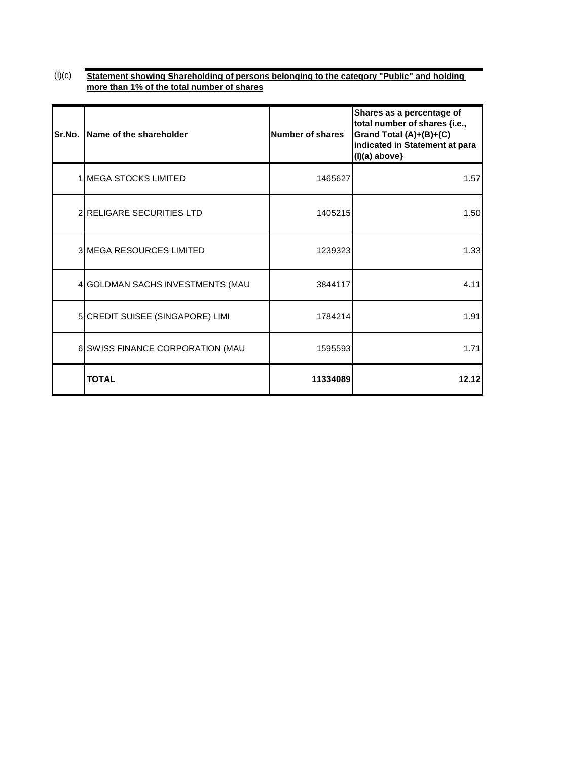(I)(c) **Statement showing Shareholding of persons belonging to the category "Public" and holding more than 1% of the total number of shares**

| Sr.No. | Name of the shareholder | Number of shares | Shares as a percentage of total number of shares {i.e., Grand Total (A)+(B)+(C) indicated in Statement at para (I)(a) above} |
|---|---|---|---|
| 1 | MEGA STOCKS LIMITED | 1465627 | 1.57 |
| 2 | RELIGARE SECURITIES LTD | 1405215 | 1.50 |
| 3 | MEGA RESOURCES LIMITED | 1239323 | 1.33 |
| 4 | GOLDMAN SACHS INVESTMENTS (MAU | 3844117 | 4.11 |
| 5 | CREDIT SUISEE (SINGAPORE) LIMI | 1784214 | 1.91 |
| 6 | SWISS FINANCE CORPORATION (MAU | 1595593 | 1.71 |
| | **TOTAL** | **11334089** | **12.12** |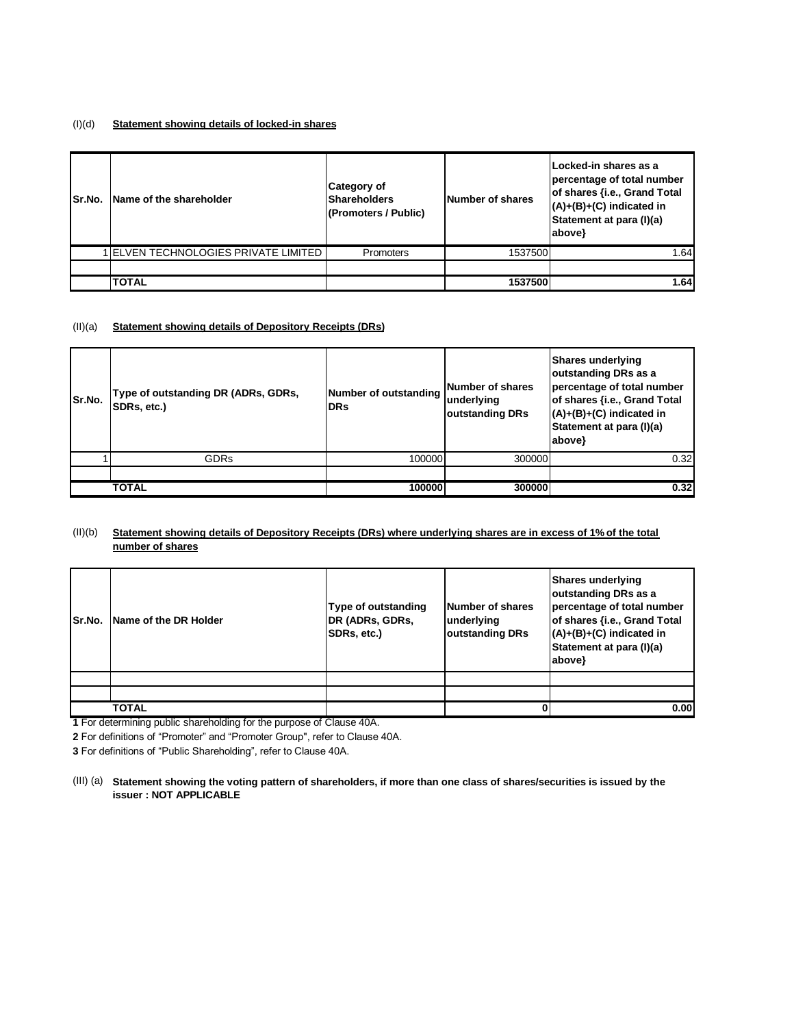(I)(d) **Statement showing details of locked-in shares**

| Sr.No. | Name of the shareholder | Category of Shareholders (Promoters / Public) | Number of shares | Locked-in shares as a percentage of total number of shares {i.e., Grand Total (A)+(B)+(C) indicated in Statement at para (I)(a) above} |
|---|---|---|---|---|
| 1 | ELVEN TECHNOLOGIES PRIVATE LIMITED | Promoters | 1537500 | 1.64 |
| | | | | |
| | **TOTAL** | | **1537500** | **1.64** |

(II)(a) **Statement showing details of Depository Receipts (DRs)**

| Sr.No. | Type of outstanding DR (ADRs, GDRs, SDRs, etc.) | Number of outstanding DRs | Number of shares underlying outstanding DRs | Shares underlying outstanding DRs as a percentage of total number of shares {i.e., Grand Total (A)+(B)+(C) indicated in Statement at para (I)(a) above} |
|---|---|---|---|---|
| 1 | GDRs | 100000 | 300000 | 0.32 |
| | | | | |
| | **TOTAL** | **100000** | **300000** | **0.32** |

(II)(b) **Statement showing details of Depository Receipts (DRs) where underlying shares are in excess of 1% of the total number of shares**

| Sr.No. | Name of the DR Holder | Type of outstanding DR (ADRs, GDRs, SDRs, etc.) | Number of shares underlying outstanding DRs | Shares underlying outstanding DRs as a percentage of total number of shares {i.e., Grand Total (A)+(B)+(C) indicated in Statement at para (I)(a) above} |
|---|---|---|---|---|
| | | | | |
| | | | | |
| | **TOTAL** | | **0** | **0.00** |

**1** For determining public shareholding for the purpose of Clause 40A.

**2** For definitions of "Promoter" and "Promoter Group", refer to Clause 40A.

**3** For definitions of "Public Shareholding", refer to Clause 40A.

(III) (a) **Statement showing the voting pattern of shareholders, if more than one class of shares/securities is issued by the issuer : NOT APPLICABLE**